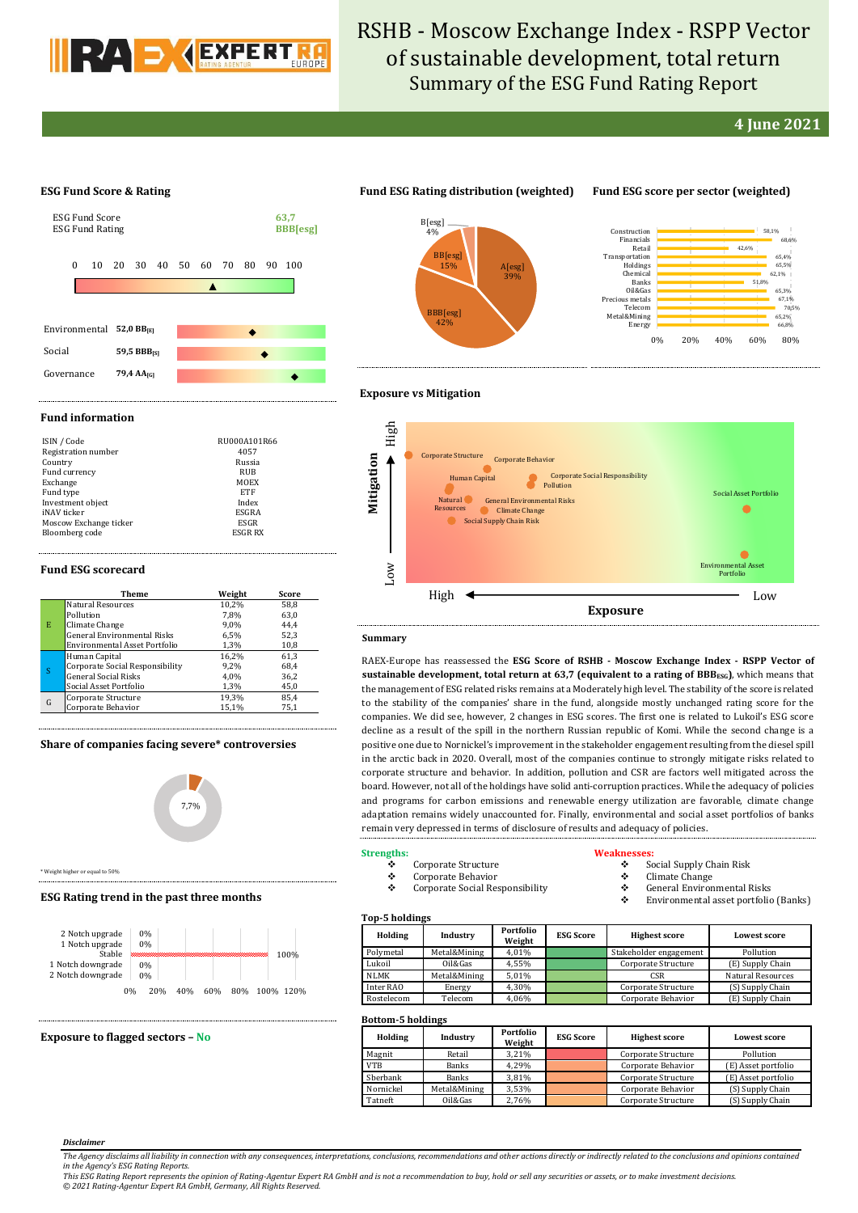# RSHB - Moscow Exchange Index - RSPP Vector of sustainable development, total return

## Summary of the ESG Fund Rating Report

**4 June 2021**

### ESG Fund Score & Rating

ESG Fund Score: 63,7
ESG Fund Rating: BBB[esg]

| Pillar | Score |
|---|---|
| Environmental | 52,0 BB[E] |
| Social | 59,5 BBB[S] |
| Governance | 79,4 AA[G] |

### Fund ESG Rating distribution (weighted)

- A[esg]: 39%
- BBB[esg]: 42%
- BB[esg]: 15%
- B[esg]: 4%

### Fund ESG score per sector (weighted)

| Sector | Score |
|---|---|
| Construction | 58,1% |
| Financials | 68,6% |
| Retail | 42,6% |
| Transportation | 65,4% |
| Holdings | 65,5% |
| Chemical | 62,1% |
| Banks | 51,8% |
| Oil&Gas | 65,3% |
| Precious metals | 67,1% |
| Telecom | 70,5% |
| Metal&Mining | 65,2% |
| Energy | 66,8% |

### Fund information

| | |
|---|---|
| ISIN / Code | RU000A101R66 |
| Registration number | 4057 |
| Country | Russia |
| Fund currency | RUB |
| Exchange | MOEX |
| Fund type | ETF |
| Investment object | Index |
| iNAV ticker | ESGRA |
| Moscow Exchange ticker | ESGR |
| Bloomberg code | ESGR RX |

### Exposure vs Mitigation

Mitigation (High – Low) vs Exposure (High – Low): Corporate Structure, Corporate Behavior, Human Capital, Corporate Social Responsibility, Pollution, Natural Resources, General Environmental Risks, Climate Change, Social Supply Chain Risk, Social Asset Portfolio, Environmental Asset Portfolio.

### Fund ESG scorecard

| | Theme | Weight | Score |
|---|---|---|---|
| E | Natural Resources | 10,2% | 58,8 |
| | Pollution | 7,8% | 63,0 |
| | Climate Change | 9,0% | 44,4 |
| | General Environmental Risks | 6,5% | 52,3 |
| | Environmental Asset Portfolio | 1,3% | 10,8 |
| S | Human Capital | 16,2% | 61,3 |
| | Corporate Social Responsibility | 9,2% | 68,4 |
| | General Social Risks | 4,0% | 36,2 |
| | Social Asset Portfolio | 1,3% | 45,0 |
| G | Corporate Structure | 19,3% | 85,4 |
| | Corporate Behavior | 15,1% | 75,1 |

### Summary

RAEX-Europe has reassessed the **ESG Score of RSHB - Moscow Exchange Index - RSPP Vector of sustainable development, total return at 63,7 (equivalent to a rating of BBB$_{ESG}$)**, which means that the management of ESG related risks remains at a Moderately high level. The stability of the score is related to the stability of the companies' share in the fund, alongside mostly unchanged rating score for the companies. We did see, however, 2 changes in ESG scores. The first one is related to Lukoil's ESG score decline as a result of the spill in the northern Russian republic of Komi. While the second change is a positive one due to Nornickel's improvement in the stakeholder engagement resulting from the diesel spill in the arctic back in 2020. Overall, most of the companies continue to strongly mitigate risks related to corporate structure and behavior. In addition, pollution and CSR are factors well mitigated across the board. However, not all of the holdings have solid anti-corruption practices. While the adequacy of policies and programs for carbon emissions and renewable energy utilization are favorable, climate change adaptation remains widely unaccounted for. Finally, environmental and social asset portfolios of banks remain very depressed in terms of disclosure of results and adequacy of policies.

**Strengths:**

- Corporate Structure
- Corporate Behavior
- Corporate Social Responsibility

**Weaknesses:**

- Social Supply Chain Risk
- Climate Change
- General Environmental Risks
- Environmental asset portfolio (Banks)

### Share of companies facing severe* controversies

7,7%

\* Weight higher or equal to 50%

### ESG Rating trend in the past three months

| Trend | Share |
|---|---|
| 2 Notch upgrade | 0% |
| 1 Notch upgrade | 0% |
| Stable | 100% |
| 1 Notch downgrade | 0% |
| 2 Notch downgrade | 0% |

### Exposure to flagged sectors – No

### Top-5 holdings

| Holding | Industry | Portfolio Weight | ESG Score | Highest score | Lowest score |
|---|---|---|---|---|---|
| Polymetal | Metal&Mining | 4,01% | | Stakeholder engagement | Pollution |
| Lukoil | Oil&Gas | 4,55% | | Corporate Structure | (E) Supply Chain |
| NLMK | Metal&Mining | 5,01% | | CSR | Natural Resources |
| Inter RAO | Energy | 4,30% | | Corporate Structure | (S) Supply Chain |
| Rostelecom | Telecom | 4,06% | | Corporate Behavior | (E) Supply Chain |

### Bottom-5 holdings

| Holding | Industry | Portfolio Weight | ESG Score | Highest score | Lowest score |
|---|---|---|---|---|---|
| Magnit | Retail | 3,21% | | Corporate Structure | Pollution |
| VTB | Banks | 4,29% | | Corporate Behavior | (E) Asset portfolio |
| Sberbank | Banks | 3,81% | | Corporate Structure | (E) Asset portfolio |
| Nornickel | Metal&Mining | 3,53% | | Corporate Behavior | (S) Supply Chain |
| Tatneft | Oil&Gas | 2,76% | | Corporate Structure | (S) Supply Chain |

***Disclaimer***

*The Agency disclaims all liability in connection with any consequences, interpretations, conclusions, recommendations and other actions directly or indirectly related to the conclusions and opinions contained in the Agency's ESG Rating Reports.*
*This ESG Rating Report represents the opinion of Rating-Agentur Expert RA GmbH and is not a recommendation to buy, hold or sell any securities or assets, or to make investment decisions.*
*© 2021 Rating-Agentur Expert RA GmbH, Germany, All Rights Reserved.*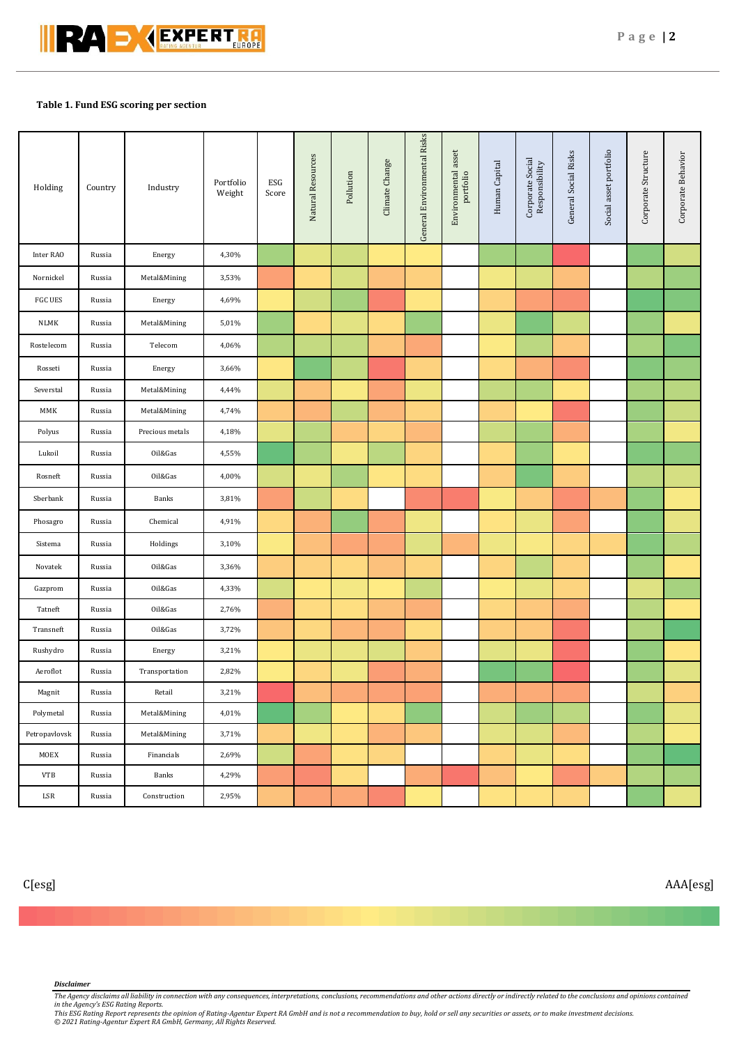**Table 1. Fund ESG scoring per section**

| Holding | Country | Industry | Portfolio Weight | ESG Score | Natural Resources | Pollution | Climate Change | General Environmental Risks | Environmental asset portfolio | Human Capital | Corporate Social Responsibility | General Social Risks | Social asset portfolio | Corporate Structure | Corporate Behavior |
|---|---|---|---|---|---|---|---|---|---|---|---|---|---|---|---|
| Inter RAO | Russia | Energy | 4,30% | | | | | | | | | | | | |
| Nornickel | Russia | Metal&Mining | 3,53% | | | | | | | | | | | | |
| FGC UES | Russia | Energy | 4,69% | | | | | | | | | | | | |
| NLMK | Russia | Metal&Mining | 5,01% | | | | | | | | | | | | |
| Rostelecom | Russia | Telecom | 4,06% | | | | | | | | | | | | |
| Rosseti | Russia | Energy | 3,66% | | | | | | | | | | | | |
| Severstal | Russia | Metal&Mining | 4,44% | | | | | | | | | | | | |
| MMK | Russia | Metal&Mining | 4,74% | | | | | | | | | | | | |
| Polyus | Russia | Precious metals | 4,18% | | | | | | | | | | | | |
| Lukoil | Russia | Oil&Gas | 4,55% | | | | | | | | | | | | |
| Rosneft | Russia | Oil&Gas | 4,00% | | | | | | | | | | | | |
| Sberbank | Russia | Banks | 3,81% | | | | | | | | | | | | |
| Phosagro | Russia | Chemical | 4,91% | | | | | | | | | | | | |
| Sistema | Russia | Holdings | 3,10% | | | | | | | | | | | | |
| Novatek | Russia | Oil&Gas | 3,36% | | | | | | | | | | | | |
| Gazprom | Russia | Oil&Gas | 4,33% | | | | | | | | | | | | |
| Tatneft | Russia | Oil&Gas | 2,76% | | | | | | | | | | | | |
| Transneft | Russia | Oil&Gas | 3,72% | | | | | | | | | | | | |
| Rushydro | Russia | Energy | 3,21% | | | | | | | | | | | | |
| Aeroflot | Russia | Transportation | 2,82% | | | | | | | | | | | | |
| Magnit | Russia | Retail | 3,21% | | | | | | | | | | | | |
| Polymetal | Russia | Metal&Mining | 4,01% | | | | | | | | | | | | |
| Petropavlovsk | Russia | Metal&Mining | 3,71% | | | | | | | | | | | | |
| MOEX | Russia | Financials | 2,69% | | | | | | | | | | | | |
| VTB | Russia | Banks | 4,29% | | | | | | | | | | | | |
| LSR | Russia | Construction | 2,95% | | | | | | | | | | | | |

C[esg] AAA[esg]

*Disclaimer*

*The Agency disclaims all liability in connection with any consequences, interpretations, conclusions, recommendations and other actions directly or indirectly related to the conclusions and opinions contained in the Agency's ESG Rating Reports.*
*This ESG Rating Report represents the opinion of Rating-Agentur Expert RA GmbH and is not a recommendation to buy, hold or sell any securities or assets, or to make investment decisions.*
*© 2021 Rating-Agentur Expert RA GmbH, Germany, All Rights Reserved.*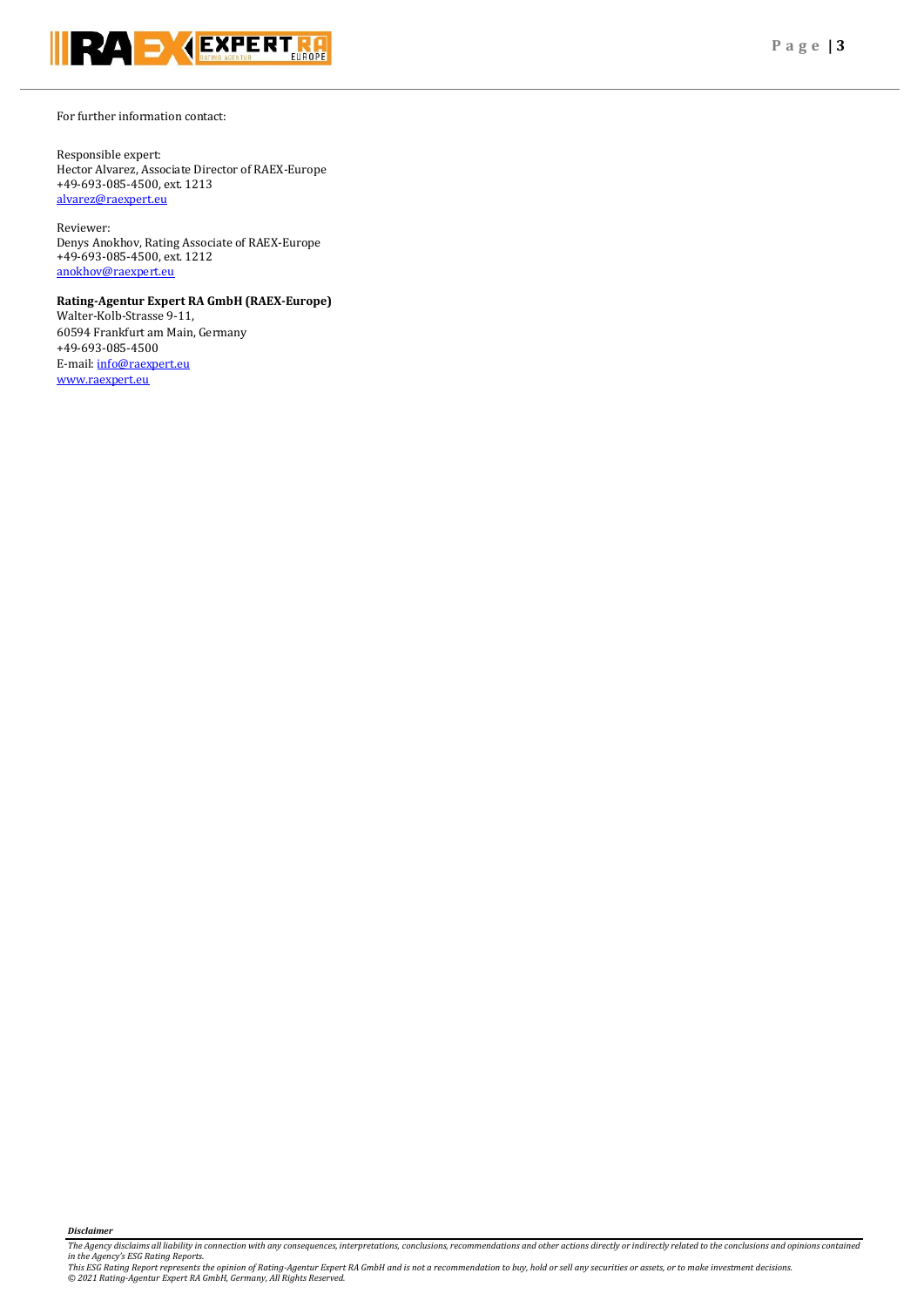For further information contact:

Responsible expert:
Hector Alvarez, Associate Director of RAEX-Europe
+49-693-085-4500, ext. 1213
alvarez@raexpert.eu

Reviewer:
Denys Anokhov, Rating Associate of RAEX-Europe
+49-693-085-4500, ext. 1212
anokhov@raexpert.eu

**Rating-Agentur Expert RA GmbH (RAEX-Europe)**
Walter-Kolb-Strasse 9-11,
60594 Frankfurt am Main, Germany
+49-693-085-4500
E-mail: info@raexpert.eu
www.raexpert.eu

***Disclaimer***

*The Agency disclaims all liability in connection with any consequences, interpretations, conclusions, recommendations and other actions directly or indirectly related to the conclusions and opinions contained in the Agency's ESG Rating Reports.*
*This ESG Rating Report represents the opinion of Rating-Agentur Expert RA GmbH and is not a recommendation to buy, hold or sell any securities or assets, or to make investment decisions.*
*© 2021 Rating-Agentur Expert RA GmbH, Germany, All Rights Reserved.*